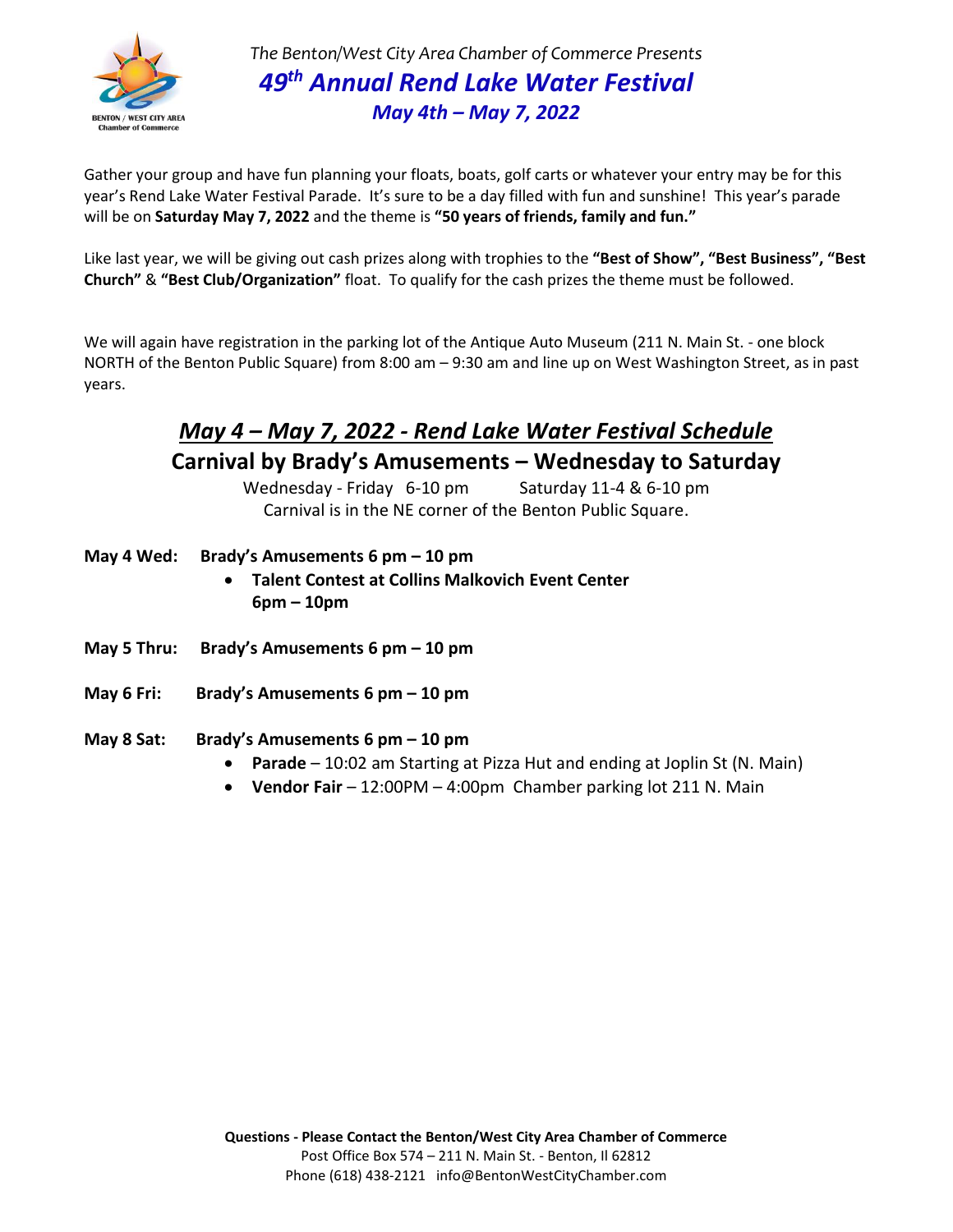BENTON / WEST CITY AREA
Chamber of Commerce

*The Benton/West City Area Chamber of Commerce Presents*

# *49th Annual Rend Lake Water Festival*

## *May 4th – May 7, 2022*

Gather your group and have fun planning your floats, boats, golf carts or whatever your entry may be for this year's Rend Lake Water Festival Parade. It's sure to be a day filled with fun and sunshine! This year's parade will be on **Saturday May 7, 2022** and the theme is **"50 years of friends, family and fun."**

Like last year, we will be giving out cash prizes along with trophies to the **"Best of Show", "Best Business", "Best Church"** & **"Best Club/Organization"** float. To qualify for the cash prizes the theme must be followed.

We will again have registration in the parking lot of the Antique Auto Museum (211 N. Main St. - one block NORTH of the Benton Public Square) from 8:00 am – 9:30 am and line up on West Washington Street, as in past years.

## ***May 4 – May 7, 2022 - Rend Lake Water Festival Schedule***

### Carnival by Brady's Amusements – Wednesday to Saturday

Wednesday - Friday 6-10 pm    Saturday 11-4 & 6-10 pm

Carnival is in the NE corner of the Benton Public Square.

**May 4 Wed: Brady's Amusements 6 pm – 10 pm**

- **Talent Contest at Collins Malkovich Event Center 6pm – 10pm**

**May 5 Thru: Brady's Amusements 6 pm – 10 pm**

**May 6 Fri: Brady's Amusements 6 pm – 10 pm**

**May 8 Sat: Brady's Amusements 6 pm – 10 pm**

- **Parade** – 10:02 am Starting at Pizza Hut and ending at Joplin St (N. Main)
- **Vendor Fair** – 12:00PM – 4:00pm Chamber parking lot 211 N. Main

**Questions - Please Contact the Benton/West City Area Chamber of Commerce**

Post Office Box 574 – 211 N. Main St. - Benton, Il 62812

Phone (618) 438-2121 info@BentonWestCityChamber.com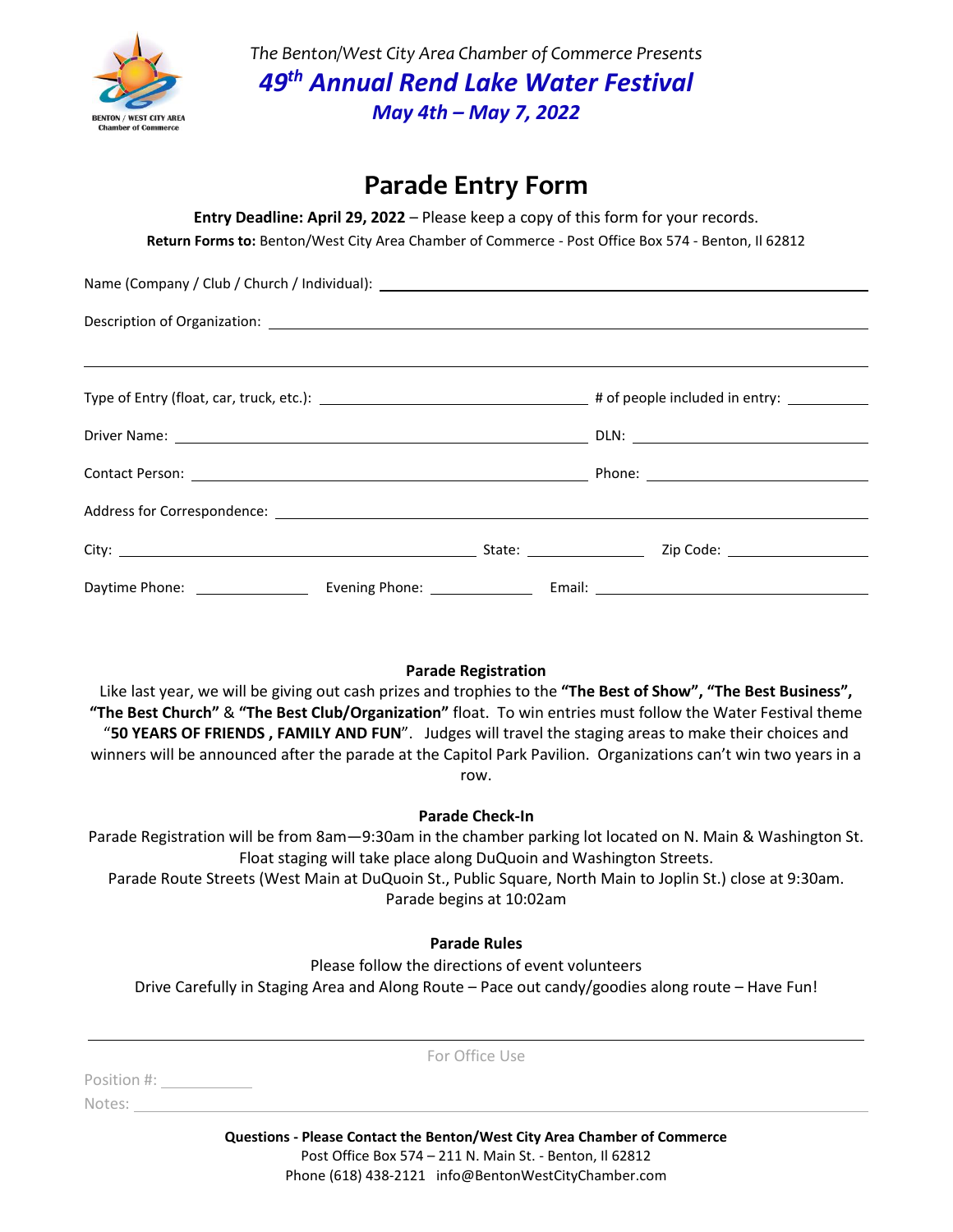BENTON / WEST CITY AREA
Chamber of Commerce

*The Benton/West City Area Chamber of Commerce Presents*

***49th Annual Rend Lake Water Festival***

***May 4th – May 7, 2022***

# Parade Entry Form

**Entry Deadline: April 29, 2022** – Please keep a copy of this form for your records.

**Return Forms to:** Benton/West City Area Chamber of Commerce - Post Office Box 574 - Benton, Il 62812

Name (Company / Club / Church / Individual): ______________________________

Description of Organization: ______________________________

______________________________

Type of Entry (float, car, truck, etc.): ______________________________ # of people included in entry: __________

Driver Name: ______________________________ DLN: ______________________________

Contact Person: ______________________________ Phone: ______________________________

Address for Correspondence: ______________________________

City: ______________________________ State: ______________ Zip Code: ______________

Daytime Phone: ______________ Evening Phone: ______________ Email: ______________________________

**Parade Registration**

Like last year, we will be giving out cash prizes and trophies to the **"The Best of Show", "The Best Business", "The Best Church"** & **"The Best Club/Organization"** float. To win entries must follow the Water Festival theme "**50 YEARS OF FRIENDS , FAMILY AND FUN**". Judges will travel the staging areas to make their choices and winners will be announced after the parade at the Capitol Park Pavilion. Organizations can't win two years in a row.

**Parade Check-In**

Parade Registration will be from 8am—9:30am in the chamber parking lot located on N. Main & Washington St.
Float staging will take place along DuQuoin and Washington Streets.
Parade Route Streets (West Main at DuQuoin St., Public Square, North Main to Joplin St.) close at 9:30am.
Parade begins at 10:02am

**Parade Rules**

Please follow the directions of event volunteers
Drive Carefully in Staging Area and Along Route – Pace out candy/goodies along route – Have Fun!

---

For Office Use

Position #: __________

Notes: ______________________________

**Questions - Please Contact the Benton/West City Area Chamber of Commerce**
Post Office Box 574 – 211 N. Main St. - Benton, Il 62812
Phone (618) 438-2121 info@BentonWestCityChamber.com